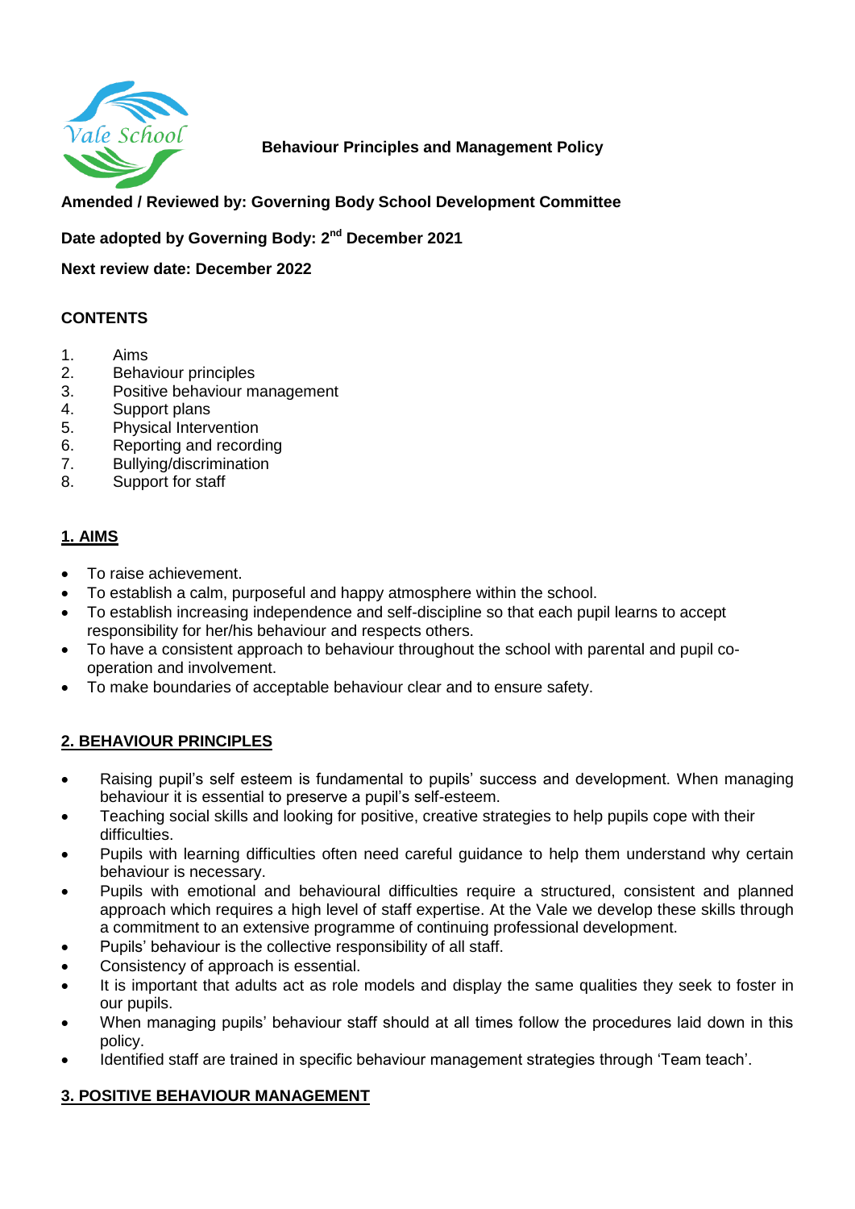Vale School

# Behaviour Principles and Management Policy

**Amended / Reviewed by: Governing Body School Development Committee**

**Date adopted by Governing Body: 2nd December 2021**

**Next review date: December 2022**

**CONTENTS**

1. Aims
2. Behaviour principles
3. Positive behaviour management
4. Support plans
5. Physical Intervention
6. Reporting and recording
7. Bullying/discrimination
8. Support for staff

## 1. AIMS

- To raise achievement.
- To establish a calm, purposeful and happy atmosphere within the school.
- To establish increasing independence and self-discipline so that each pupil learns to accept responsibility for her/his behaviour and respects others.
- To have a consistent approach to behaviour throughout the school with parental and pupil co-operation and involvement.
- To make boundaries of acceptable behaviour clear and to ensure safety.

## 2. BEHAVIOUR PRINCIPLES

- Raising pupil's self esteem is fundamental to pupils' success and development. When managing behaviour it is essential to preserve a pupil's self-esteem.
- Teaching social skills and looking for positive, creative strategies to help pupils cope with their difficulties.
- Pupils with learning difficulties often need careful guidance to help them understand why certain behaviour is necessary.
- Pupils with emotional and behavioural difficulties require a structured, consistent and planned approach which requires a high level of staff expertise. At the Vale we develop these skills through a commitment to an extensive programme of continuing professional development.
- Pupils' behaviour is the collective responsibility of all staff.
- Consistency of approach is essential.
- It is important that adults act as role models and display the same qualities they seek to foster in our pupils.
- When managing pupils' behaviour staff should at all times follow the procedures laid down in this policy.
- Identified staff are trained in specific behaviour management strategies through 'Team teach'.

## 3. POSITIVE BEHAVIOUR MANAGEMENT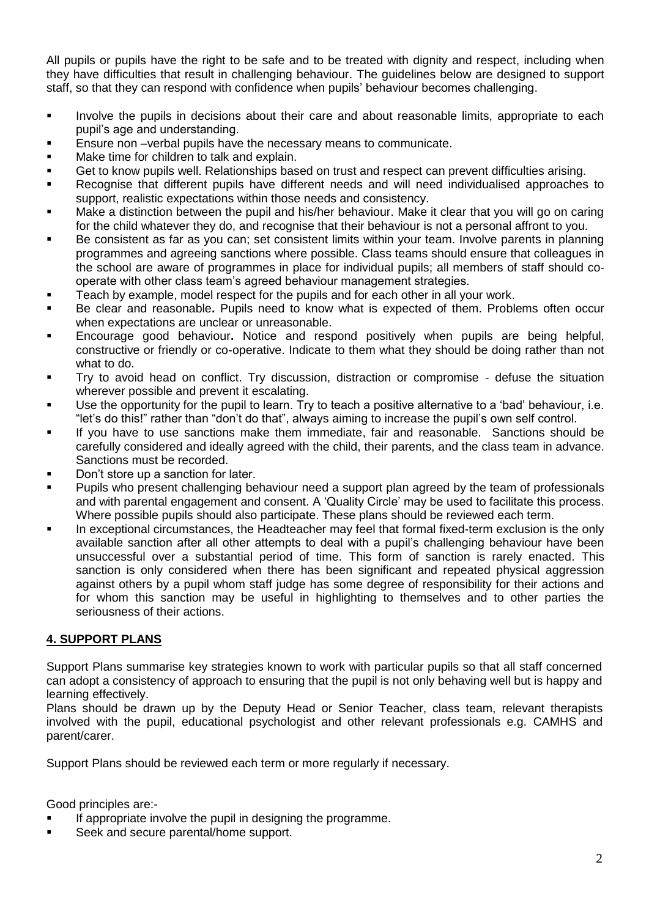All pupils or pupils have the right to be safe and to be treated with dignity and respect, including when they have difficulties that result in challenging behaviour. The guidelines below are designed to support staff, so that they can respond with confidence when pupils' behaviour becomes challenging.

- Involve the pupils in decisions about their care and about reasonable limits, appropriate to each pupil's age and understanding.
- Ensure non –verbal pupils have the necessary means to communicate.
- Make time for children to talk and explain.
- Get to know pupils well. Relationships based on trust and respect can prevent difficulties arising.
- Recognise that different pupils have different needs and will need individualised approaches to support, realistic expectations within those needs and consistency.
- Make a distinction between the pupil and his/her behaviour. Make it clear that you will go on caring for the child whatever they do, and recognise that their behaviour is not a personal affront to you.
- Be consistent as far as you can; set consistent limits within your team. Involve parents in planning programmes and agreeing sanctions where possible. Class teams should ensure that colleagues in the school are aware of programmes in place for individual pupils; all members of staff should co-operate with other class team's agreed behaviour management strategies.
- Teach by example, model respect for the pupils and for each other in all your work.
- Be clear and reasonable**.** Pupils need to know what is expected of them. Problems often occur when expectations are unclear or unreasonable.
- Encourage good behaviour**.** Notice and respond positively when pupils are being helpful, constructive or friendly or co-operative. Indicate to them what they should be doing rather than not what to do.
- Try to avoid head on conflict. Try discussion, distraction or compromise - defuse the situation wherever possible and prevent it escalating.
- Use the opportunity for the pupil to learn. Try to teach a positive alternative to a 'bad' behaviour, i.e. "let's do this!" rather than "don't do that", always aiming to increase the pupil's own self control.
- If you have to use sanctions make them immediate, fair and reasonable. Sanctions should be carefully considered and ideally agreed with the child, their parents, and the class team in advance. Sanctions must be recorded.
- Don't store up a sanction for later.
- Pupils who present challenging behaviour need a support plan agreed by the team of professionals and with parental engagement and consent. A 'Quality Circle' may be used to facilitate this process. Where possible pupils should also participate. These plans should be reviewed each term.
- In exceptional circumstances, the Headteacher may feel that formal fixed-term exclusion is the only available sanction after all other attempts to deal with a pupil's challenging behaviour have been unsuccessful over a substantial period of time. This form of sanction is rarely enacted. This sanction is only considered when there has been significant and repeated physical aggression against others by a pupil whom staff judge has some degree of responsibility for their actions and for whom this sanction may be useful in highlighting to themselves and to other parties the seriousness of their actions.

## 4. SUPPORT PLANS

Support Plans summarise key strategies known to work with particular pupils so that all staff concerned can adopt a consistency of approach to ensuring that the pupil is not only behaving well but is happy and learning effectively.
Plans should be drawn up by the Deputy Head or Senior Teacher, class team, relevant therapists involved with the pupil, educational psychologist and other relevant professionals e.g. CAMHS and parent/carer.

Support Plans should be reviewed each term or more regularly if necessary.

Good principles are:-

- If appropriate involve the pupil in designing the programme.
- Seek and secure parental/home support.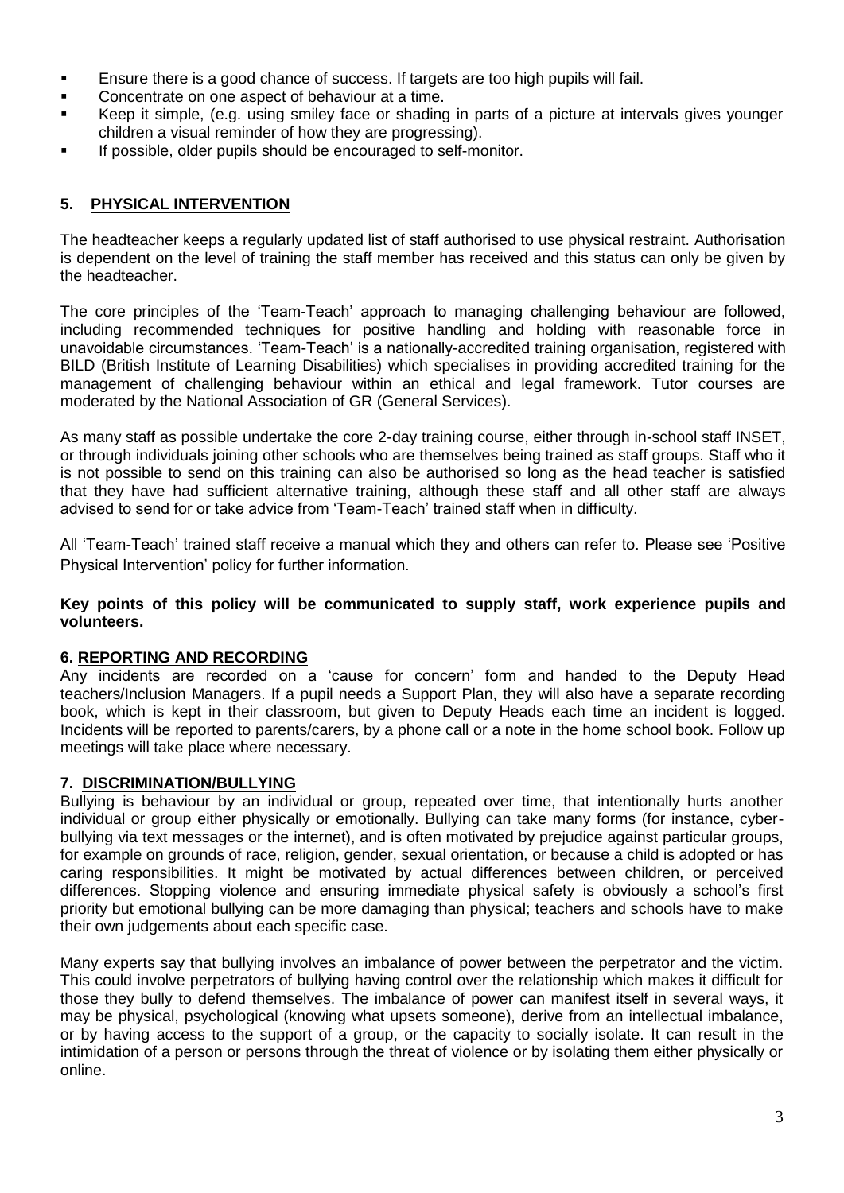- Ensure there is a good chance of success. If targets are too high pupils will fail.
- Concentrate on one aspect of behaviour at a time.
- Keep it simple, (e.g. using smiley face or shading in parts of a picture at intervals gives younger children a visual reminder of how they are progressing).
- If possible, older pupils should be encouraged to self-monitor.

## 5. PHYSICAL INTERVENTION

The headteacher keeps a regularly updated list of staff authorised to use physical restraint. Authorisation is dependent on the level of training the staff member has received and this status can only be given by the headteacher.

The core principles of the 'Team-Teach' approach to managing challenging behaviour are followed, including recommended techniques for positive handling and holding with reasonable force in unavoidable circumstances. 'Team-Teach' is a nationally-accredited training organisation, registered with BILD (British Institute of Learning Disabilities) which specialises in providing accredited training for the management of challenging behaviour within an ethical and legal framework. Tutor courses are moderated by the National Association of GR (General Services).

As many staff as possible undertake the core 2-day training course, either through in-school staff INSET, or through individuals joining other schools who are themselves being trained as staff groups. Staff who it is not possible to send on this training can also be authorised so long as the head teacher is satisfied that they have had sufficient alternative training, although these staff and all other staff are always advised to send for or take advice from 'Team-Teach' trained staff when in difficulty.

All 'Team-Teach' trained staff receive a manual which they and others can refer to. Please see 'Positive Physical Intervention' policy for further information.

**Key points of this policy will be communicated to supply staff, work experience pupils and volunteers.**

## 6. REPORTING AND RECORDING

Any incidents are recorded on a 'cause for concern' form and handed to the Deputy Head teachers/Inclusion Managers. If a pupil needs a Support Plan, they will also have a separate recording book, which is kept in their classroom, but given to Deputy Heads each time an incident is logged. Incidents will be reported to parents/carers, by a phone call or a note in the home school book. Follow up meetings will take place where necessary.

## 7. DISCRIMINATION/BULLYING

Bullying is behaviour by an individual or group, repeated over time, that intentionally hurts another individual or group either physically or emotionally. Bullying can take many forms (for instance, cyber-bullying via text messages or the internet), and is often motivated by prejudice against particular groups, for example on grounds of race, religion, gender, sexual orientation, or because a child is adopted or has caring responsibilities. It might be motivated by actual differences between children, or perceived differences. Stopping violence and ensuring immediate physical safety is obviously a school's first priority but emotional bullying can be more damaging than physical; teachers and schools have to make their own judgements about each specific case.

Many experts say that bullying involves an imbalance of power between the perpetrator and the victim. This could involve perpetrators of bullying having control over the relationship which makes it difficult for those they bully to defend themselves. The imbalance of power can manifest itself in several ways, it may be physical, psychological (knowing what upsets someone), derive from an intellectual imbalance, or by having access to the support of a group, or the capacity to socially isolate. It can result in the intimidation of a person or persons through the threat of violence or by isolating them either physically or online.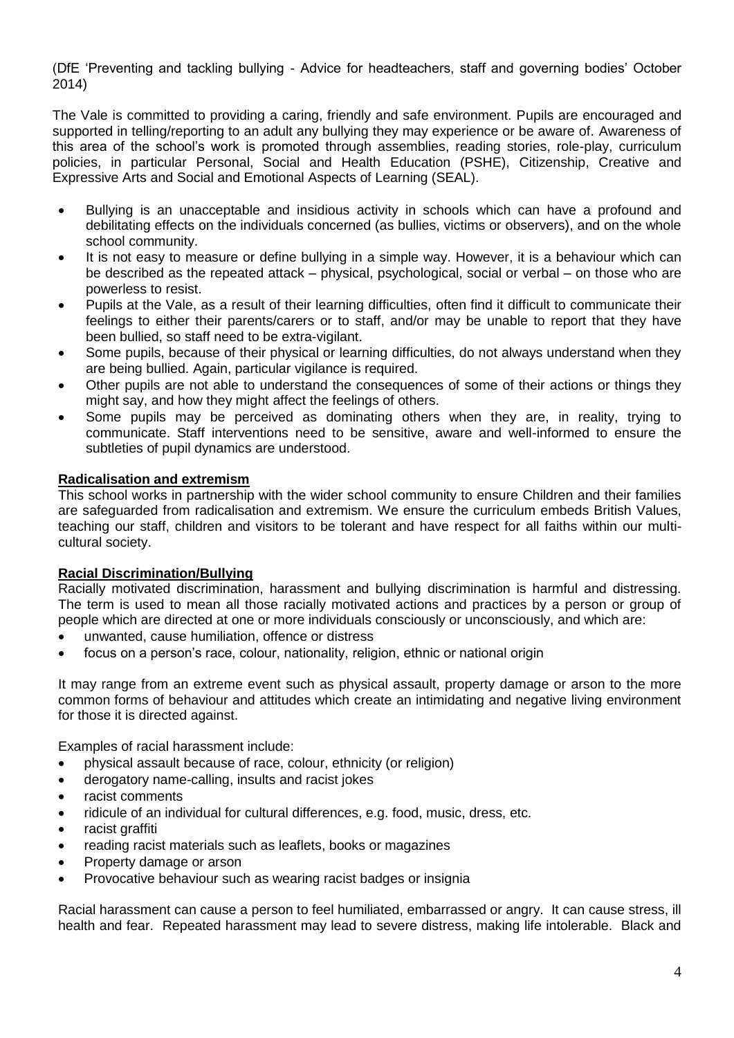(DfE 'Preventing and tackling bullying - Advice for headteachers, staff and governing bodies' October 2014)

The Vale is committed to providing a caring, friendly and safe environment. Pupils are encouraged and supported in telling/reporting to an adult any bullying they may experience or be aware of. Awareness of this area of the school's work is promoted through assemblies, reading stories, role-play, curriculum policies, in particular Personal, Social and Health Education (PSHE), Citizenship, Creative and Expressive Arts and Social and Emotional Aspects of Learning (SEAL).

- Bullying is an unacceptable and insidious activity in schools which can have a profound and debilitating effects on the individuals concerned (as bullies, victims or observers), and on the whole school community.
- It is not easy to measure or define bullying in a simple way. However, it is a behaviour which can be described as the repeated attack – physical, psychological, social or verbal – on those who are powerless to resist.
- Pupils at the Vale, as a result of their learning difficulties, often find it difficult to communicate their feelings to either their parents/carers or to staff, and/or may be unable to report that they have been bullied, so staff need to be extra-vigilant.
- Some pupils, because of their physical or learning difficulties, do not always understand when they are being bullied. Again, particular vigilance is required.
- Other pupils are not able to understand the consequences of some of their actions or things they might say, and how they might affect the feelings of others.
- Some pupils may be perceived as dominating others when they are, in reality, trying to communicate. Staff interventions need to be sensitive, aware and well-informed to ensure the subtleties of pupil dynamics are understood.

**Radicalisation and extremism**

This school works in partnership with the wider school community to ensure Children and their families are safeguarded from radicalisation and extremism. We ensure the curriculum embeds British Values, teaching our staff, children and visitors to be tolerant and have respect for all faiths within our multi-cultural society.

**Racial Discrimination/Bullying**

Racially motivated discrimination, harassment and bullying discrimination is harmful and distressing. The term is used to mean all those racially motivated actions and practices by a person or group of people which are directed at one or more individuals consciously or unconsciously, and which are:

- unwanted, cause humiliation, offence or distress
- focus on a person's race, colour, nationality, religion, ethnic or national origin

It may range from an extreme event such as physical assault, property damage or arson to the more common forms of behaviour and attitudes which create an intimidating and negative living environment for those it is directed against.

Examples of racial harassment include:

- physical assault because of race, colour, ethnicity (or religion)
- derogatory name-calling, insults and racist jokes
- racist comments
- ridicule of an individual for cultural differences, e.g. food, music, dress, etc.
- racist graffiti
- reading racist materials such as leaflets, books or magazines
- Property damage or arson
- Provocative behaviour such as wearing racist badges or insignia

Racial harassment can cause a person to feel humiliated, embarrassed or angry. It can cause stress, ill health and fear. Repeated harassment may lead to severe distress, making life intolerable. Black and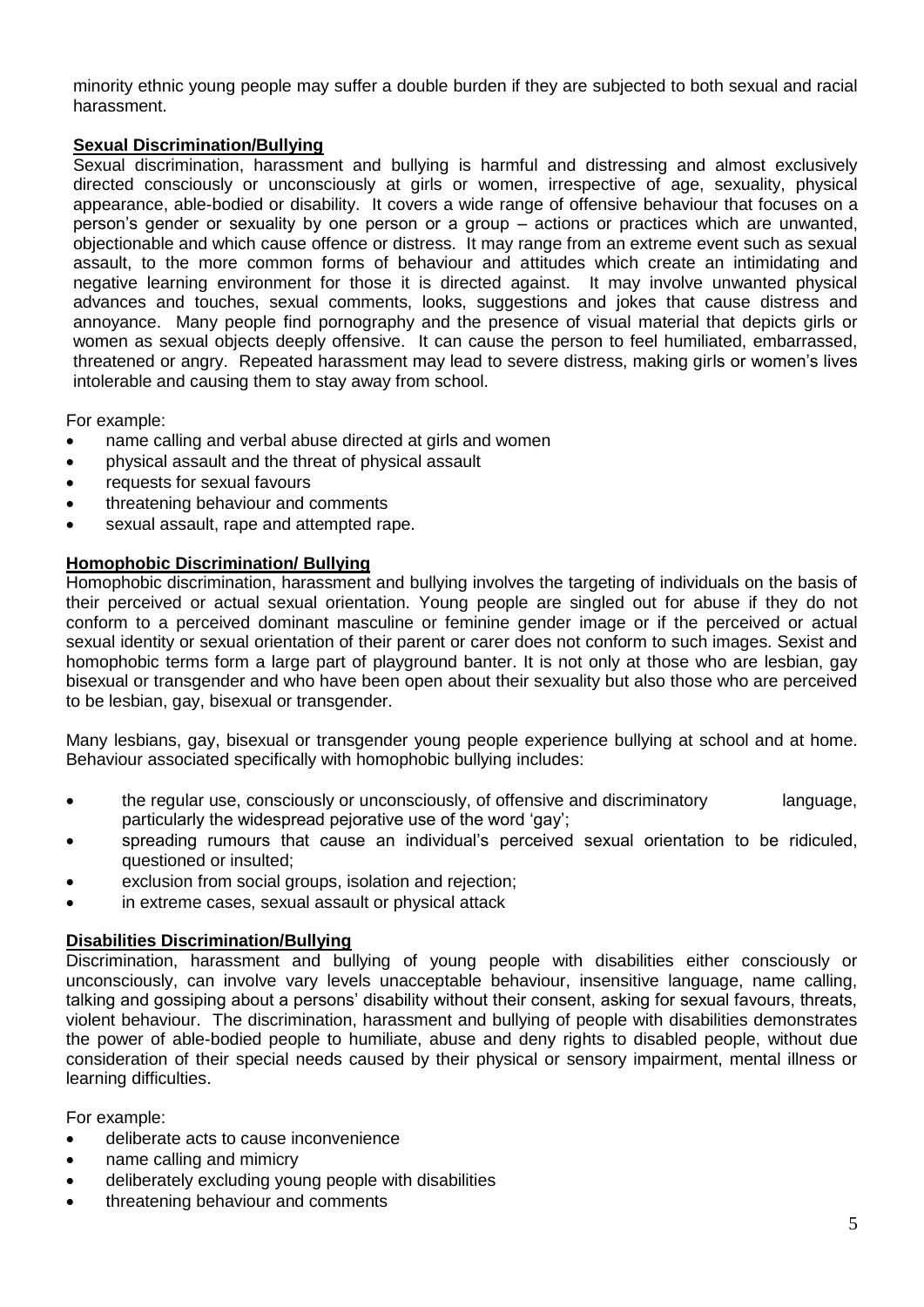minority ethnic young people may suffer a double burden if they are subjected to both sexual and racial harassment.

**Sexual Discrimination/Bullying**

Sexual discrimination, harassment and bullying is harmful and distressing and almost exclusively directed consciously or unconsciously at girls or women, irrespective of age, sexuality, physical appearance, able-bodied or disability. It covers a wide range of offensive behaviour that focuses on a person's gender or sexuality by one person or a group – actions or practices which are unwanted, objectionable and which cause offence or distress. It may range from an extreme event such as sexual assault, to the more common forms of behaviour and attitudes which create an intimidating and negative learning environment for those it is directed against. It may involve unwanted physical advances and touches, sexual comments, looks, suggestions and jokes that cause distress and annoyance. Many people find pornography and the presence of visual material that depicts girls or women as sexual objects deeply offensive. It can cause the person to feel humiliated, embarrassed, threatened or angry. Repeated harassment may lead to severe distress, making girls or women's lives intolerable and causing them to stay away from school.

For example:

- name calling and verbal abuse directed at girls and women
- physical assault and the threat of physical assault
- requests for sexual favours
- threatening behaviour and comments
- sexual assault, rape and attempted rape.

**Homophobic Discrimination/ Bullying**

Homophobic discrimination, harassment and bullying involves the targeting of individuals on the basis of their perceived or actual sexual orientation. Young people are singled out for abuse if they do not conform to a perceived dominant masculine or feminine gender image or if the perceived or actual sexual identity or sexual orientation of their parent or carer does not conform to such images. Sexist and homophobic terms form a large part of playground banter. It is not only at those who are lesbian, gay bisexual or transgender and who have been open about their sexuality but also those who are perceived to be lesbian, gay, bisexual or transgender.

Many lesbians, gay, bisexual or transgender young people experience bullying at school and at home. Behaviour associated specifically with homophobic bullying includes:

- the regular use, consciously or unconsciously, of offensive and discriminatory language, particularly the widespread pejorative use of the word 'gay';
- spreading rumours that cause an individual's perceived sexual orientation to be ridiculed, questioned or insulted;
- exclusion from social groups, isolation and rejection;
- in extreme cases, sexual assault or physical attack

**Disabilities Discrimination/Bullying**

Discrimination, harassment and bullying of young people with disabilities either consciously or unconsciously, can involve vary levels unacceptable behaviour, insensitive language, name calling, talking and gossiping about a persons' disability without their consent, asking for sexual favours, threats, violent behaviour. The discrimination, harassment and bullying of people with disabilities demonstrates the power of able-bodied people to humiliate, abuse and deny rights to disabled people, without due consideration of their special needs caused by their physical or sensory impairment, mental illness or learning difficulties.

For example:

- deliberate acts to cause inconvenience
- name calling and mimicry
- deliberately excluding young people with disabilities
- threatening behaviour and comments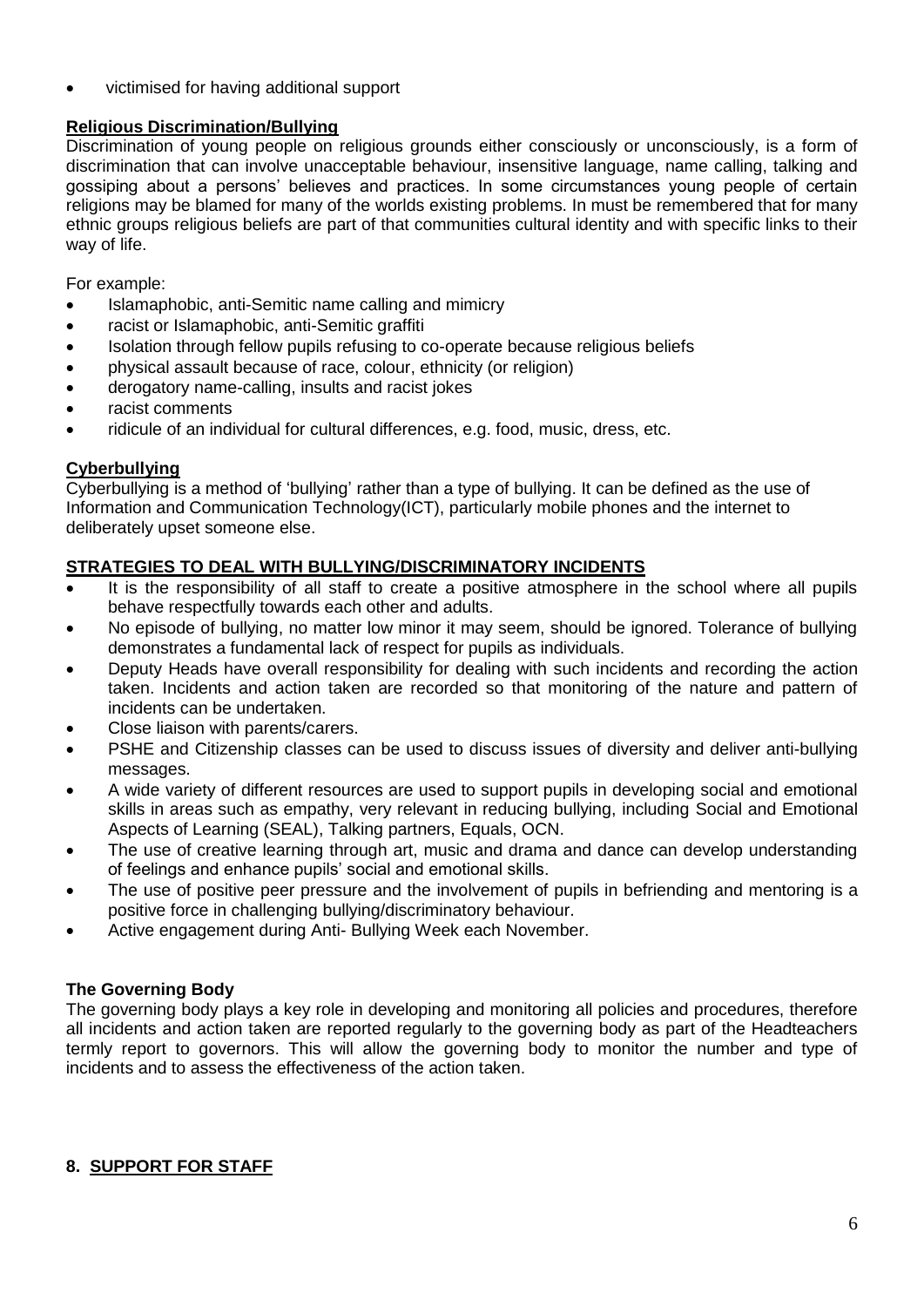- victimised for having additional support

**Religious Discrimination/Bullying**

Discrimination of young people on religious grounds either consciously or unconsciously, is a form of discrimination that can involve unacceptable behaviour, insensitive language, name calling, talking and gossiping about a persons' believes and practices. In some circumstances young people of certain religions may be blamed for many of the worlds existing problems. In must be remembered that for many ethnic groups religious beliefs are part of that communities cultural identity and with specific links to their way of life.

For example:

- Islamaphobic, anti-Semitic name calling and mimicry
- racist or Islamaphobic, anti-Semitic graffiti
- Isolation through fellow pupils refusing to co-operate because religious beliefs
- physical assault because of race, colour, ethnicity (or religion)
- derogatory name-calling, insults and racist jokes
- racist comments
- ridicule of an individual for cultural differences, e.g. food, music, dress, etc.

**Cyberbullying**

Cyberbullying is a method of 'bullying' rather than a type of bullying. It can be defined as the use of Information and Communication Technology(ICT), particularly mobile phones and the internet to deliberately upset someone else.

**STRATEGIES TO DEAL WITH BULLYING/DISCRIMINATORY INCIDENTS**

- It is the responsibility of all staff to create a positive atmosphere in the school where all pupils behave respectfully towards each other and adults.
- No episode of bullying, no matter low minor it may seem, should be ignored. Tolerance of bullying demonstrates a fundamental lack of respect for pupils as individuals.
- Deputy Heads have overall responsibility for dealing with such incidents and recording the action taken. Incidents and action taken are recorded so that monitoring of the nature and pattern of incidents can be undertaken.
- Close liaison with parents/carers.
- PSHE and Citizenship classes can be used to discuss issues of diversity and deliver anti-bullying messages.
- A wide variety of different resources are used to support pupils in developing social and emotional skills in areas such as empathy, very relevant in reducing bullying, including Social and Emotional Aspects of Learning (SEAL), Talking partners, Equals, OCN.
- The use of creative learning through art, music and drama and dance can develop understanding of feelings and enhance pupils' social and emotional skills.
- The use of positive peer pressure and the involvement of pupils in befriending and mentoring is a positive force in challenging bullying/discriminatory behaviour.
- Active engagement during Anti- Bullying Week each November.

**The Governing Body**

The governing body plays a key role in developing and monitoring all policies and procedures, therefore all incidents and action taken are reported regularly to the governing body as part of the Headteachers termly report to governors. This will allow the governing body to monitor the number and type of incidents and to assess the effectiveness of the action taken.

## 8. SUPPORT FOR STAFF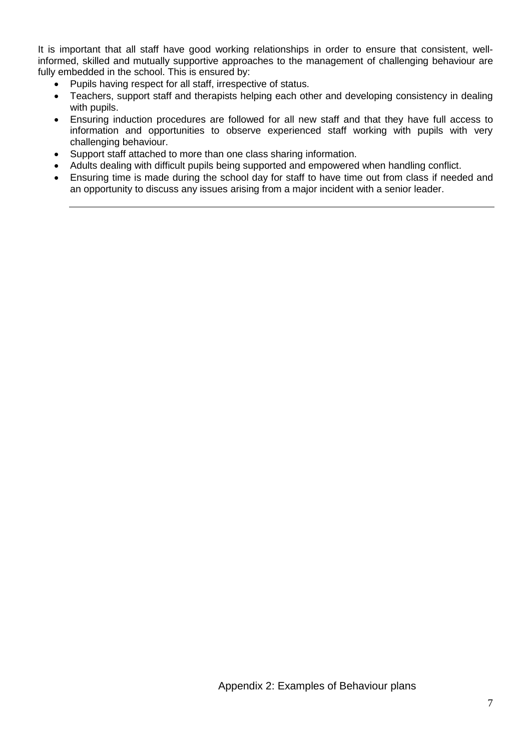It is important that all staff have good working relationships in order to ensure that consistent, well-informed, skilled and mutually supportive approaches to the management of challenging behaviour are fully embedded in the school. This is ensured by:

- Pupils having respect for all staff, irrespective of status.
- Teachers, support staff and therapists helping each other and developing consistency in dealing with pupils.
- Ensuring induction procedures are followed for all new staff and that they have full access to information and opportunities to observe experienced staff working with pupils with very challenging behaviour.
- Support staff attached to more than one class sharing information.
- Adults dealing with difficult pupils being supported and empowered when handling conflict.
- Ensuring time is made during the school day for staff to have time out from class if needed and an opportunity to discuss any issues arising from a major incident with a senior leader.

---

Appendix 2: Examples of Behaviour plans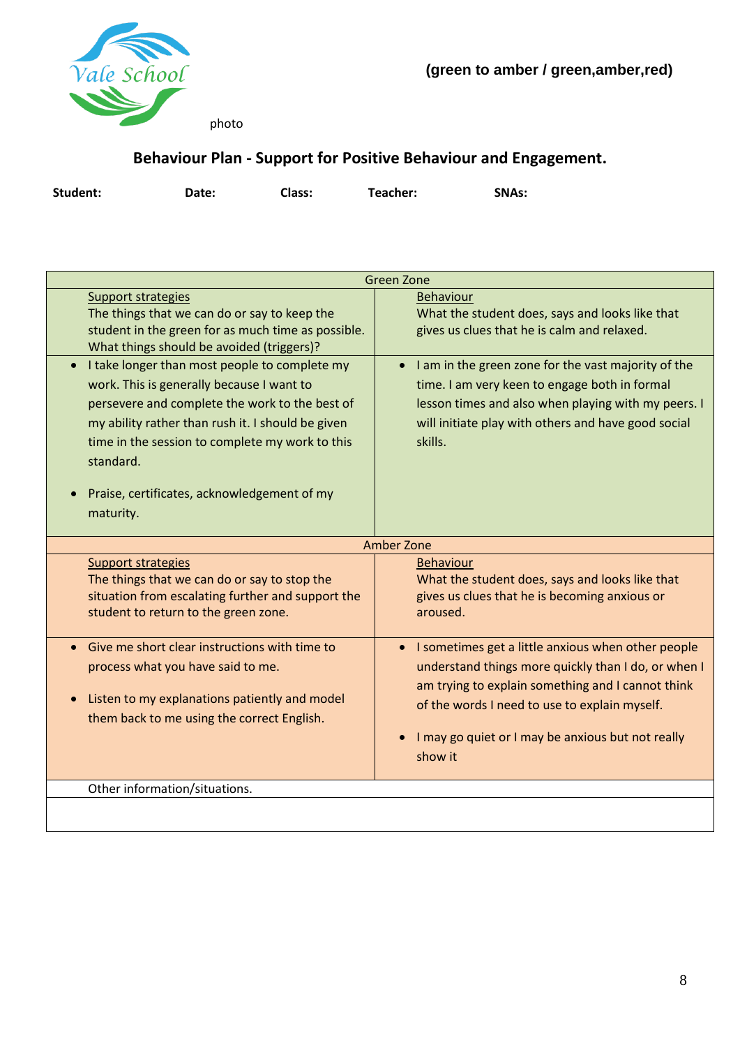Vale School

photo

**(green to amber / green,amber,red)**

## Behaviour Plan - Support for Positive Behaviour and Engagement.

**Student:** **Date:** **Class:** **Teacher:** **SNAs:**

| Green Zone | |
|---|---|
| <u>Support strategies</u><br>The things that we can do or say to keep the student in the green for as much time as possible. What things should be avoided (triggers)? | <u>Behaviour</u><br>What the student does, says and looks like that gives us clues that he is calm and relaxed. |
| • I take longer than most people to complete my work. This is generally because I want to persevere and complete the work to the best of my ability rather than rush it. I should be given time in the session to complete my work to this standard.<br><br>• Praise, certificates, acknowledgement of my maturity. | • I am in the green zone for the vast majority of the time. I am very keen to engage both in formal lesson times and also when playing with my peers. I will initiate play with others and have good social skills. |
| **Amber Zone** | |
| <u>Support strategies</u><br>The things that we can do or say to stop the situation from escalating further and support the student to return to the green zone. | <u>Behaviour</u><br>What the student does, says and looks like that gives us clues that he is becoming anxious or aroused. |
| • Give me short clear instructions with time to process what you have said to me.<br><br>• Listen to my explanations patiently and model them back to me using the correct English. | • I sometimes get a little anxious when other people understand things more quickly than I do, or when I am trying to explain something and I cannot think of the words I need to use to explain myself.<br><br>• I may go quiet or I may be anxious but not really show it |
| Other information/situations. | |
| | |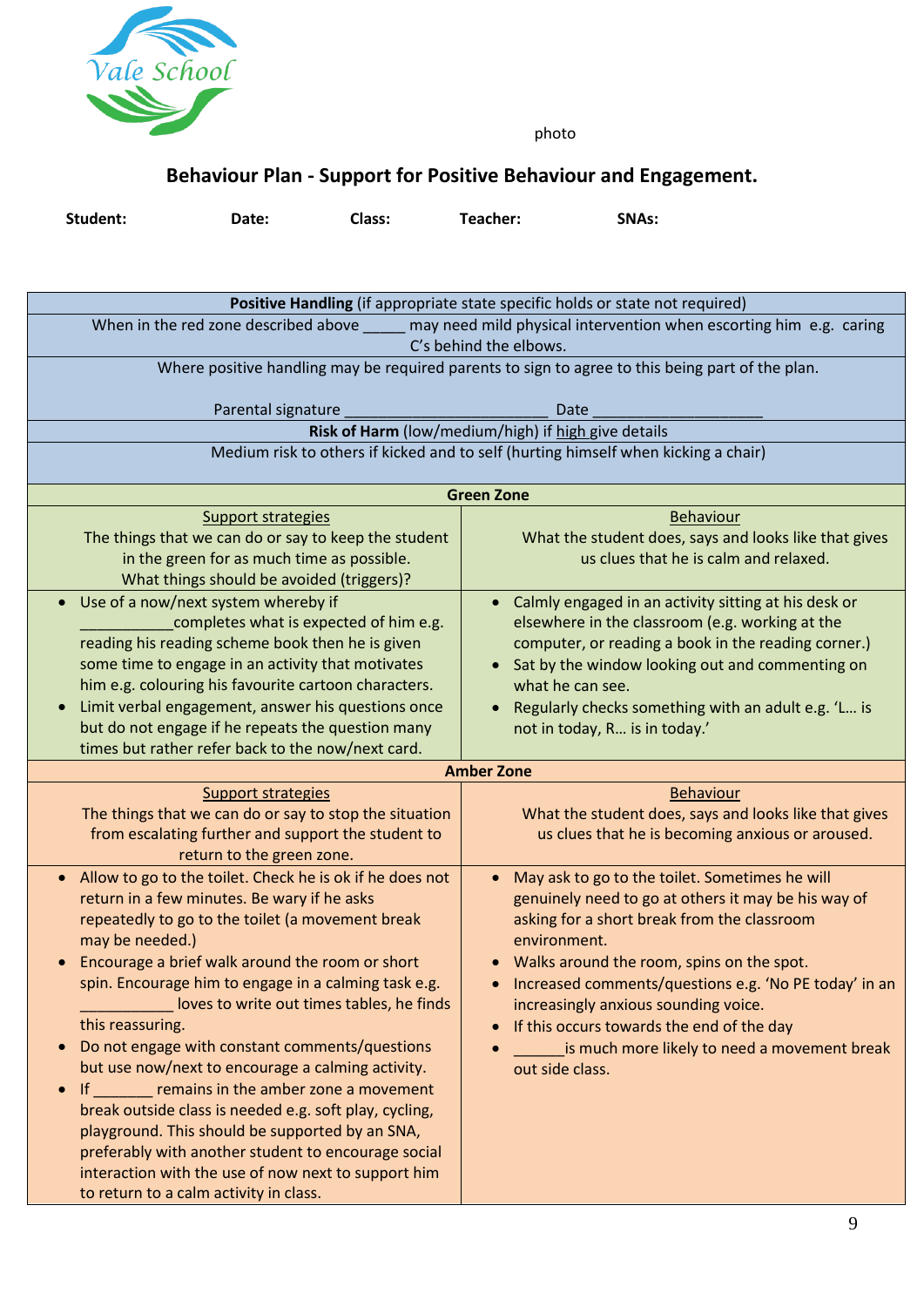Vale School

photo

## Behaviour Plan - Support for Positive Behaviour and Engagement.

**Student:** **Date:** **Class:** **Teacher:** **SNAs:**

| **Positive Handling** (if appropriate state specific holds or state not required) | |
|---|---|
| When in the red zone described above _____ may need mild physical intervention when escorting him e.g. caring C's behind the elbows. | |
| Where positive handling may be required parents to sign to agree to this being part of the plan.<br><br>Parental signature ________________________ Date ____________________ | |
| **Risk of Harm** (low/medium/high) if high give details | |
| Medium risk to others if kicked and to self (hurting himself when kicking a chair) | |
| **Green Zone** | |
| Support strategies<br>The things that we can do or say to keep the student in the green for as much time as possible.<br>What things should be avoided (triggers)? | Behaviour<br>What the student does, says and looks like that gives us clues that he is calm and relaxed. |
| • Use of a now/next system whereby if ___________completes what is expected of him e.g. reading his reading scheme book then he is given some time to engage in an activity that motivates him e.g. colouring his favourite cartoon characters.<br>• Limit verbal engagement, answer his questions once but do not engage if he repeats the question many times but rather refer back to the now/next card. | • Calmly engaged in an activity sitting at his desk or elsewhere in the classroom (e.g. working at the computer, or reading a book in the reading corner.)<br>• Sat by the window looking out and commenting on what he can see.<br>• Regularly checks something with an adult e.g. 'L… is not in today, R… is in today.' |
| **Amber Zone** | |
| Support strategies<br>The things that we can do or say to stop the situation from escalating further and support the student to return to the green zone. | Behaviour<br>What the student does, says and looks like that gives us clues that he is becoming anxious or aroused. |
| • Allow to go to the toilet. Check he is ok if he does not return in a few minutes. Be wary if he asks repeatedly to go to the toilet (a movement break may be needed.)<br>• Encourage a brief walk around the room or short spin. Encourage him to engage in a calming task e.g. ___________ loves to write out times tables, he finds this reassuring.<br>• Do not engage with constant comments/questions but use now/next to encourage a calming activity.<br>• If _______ remains in the amber zone a movement break outside class is needed e.g. soft play, cycling, playground. This should be supported by an SNA, preferably with another student to encourage social interaction with the use of now next to support him to return to a calm activity in class. | • May ask to go to the toilet. Sometimes he will genuinely need to go at others it may be his way of asking for a short break from the classroom environment.<br>• Walks around the room, spins on the spot.<br>• Increased comments/questions e.g. 'No PE today' in an increasingly anxious sounding voice.<br>• If this occurs towards the end of the day<br>• ______is much more likely to need a movement break out side class. |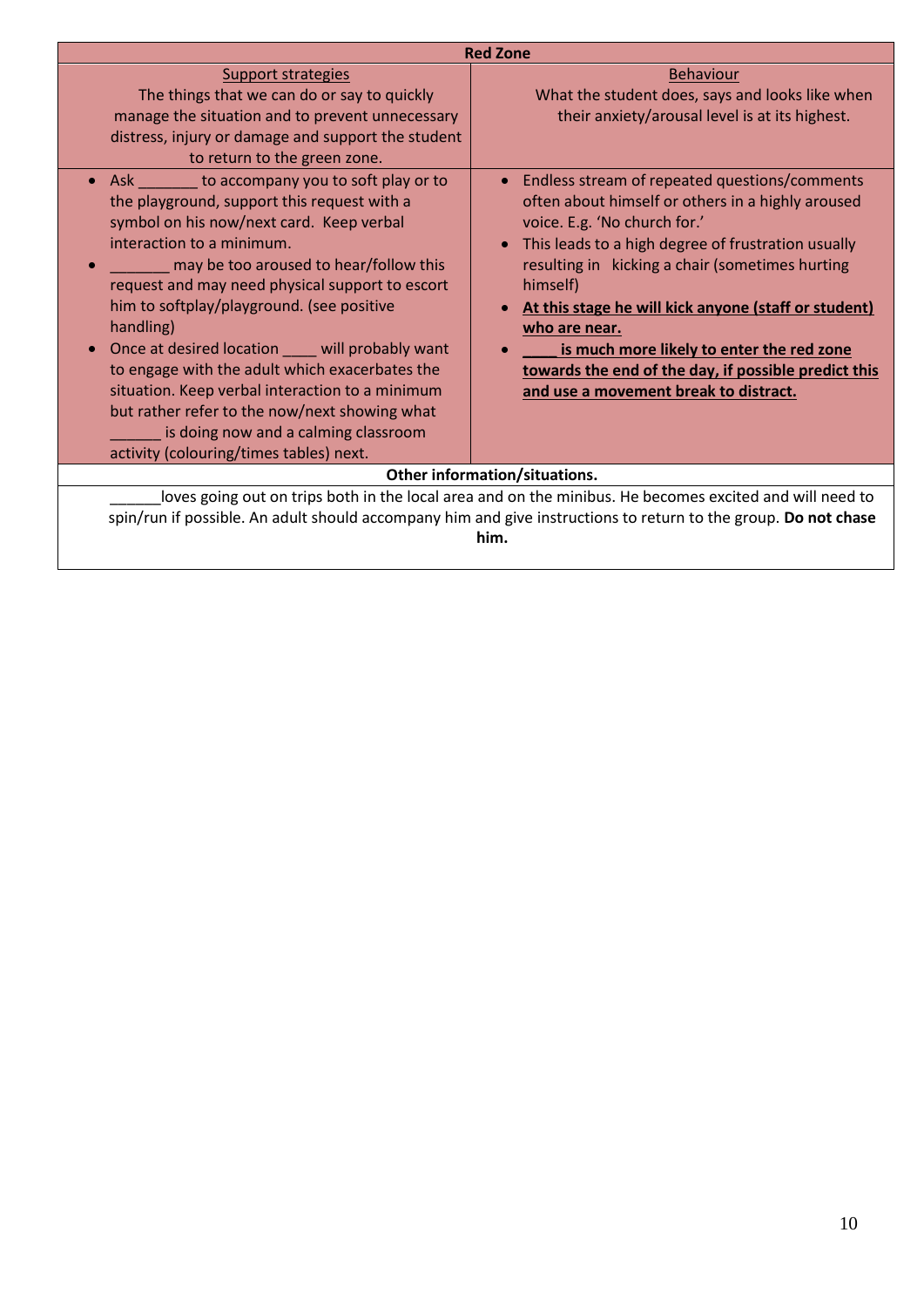| Red Zone | |
|---|---|
| Support strategies<br>The things that we can do or say to quickly manage the situation and to prevent unnecessary distress, injury or damage and support the student to return to the green zone. | Behaviour<br>What the student does, says and looks like when their anxiety/arousal level is at its highest. |
| • Ask _______ to accompany you to soft play or to the playground, support this request with a symbol on his now/next card. Keep verbal interaction to a minimum.<br>• _______ may be too aroused to hear/follow this request and may need physical support to escort him to softplay/playground. (see positive handling)<br>• Once at desired location ____ will probably want to engage with the adult which exacerbates the situation. Keep verbal interaction to a minimum but rather refer to the now/next showing what ______ is doing now and a calming classroom activity (colouring/times tables) next. | • Endless stream of repeated questions/comments often about himself or others in a highly aroused voice. E.g. 'No church for.'<br>• This leads to a high degree of frustration usually resulting in kicking a chair (sometimes hurting himself)<br>• **At this stage he will kick anyone (staff or student) who are near.**<br>• **____ is much more likely to enter the red zone towards the end of the day, if possible predict this and use a movement break to distract.** |
| **Other information/situations.** | |
| ______loves going out on trips both in the local area and on the minibus. He becomes excited and will need to spin/run if possible. An adult should accompany him and give instructions to return to the group. **Do not chase him.** | |